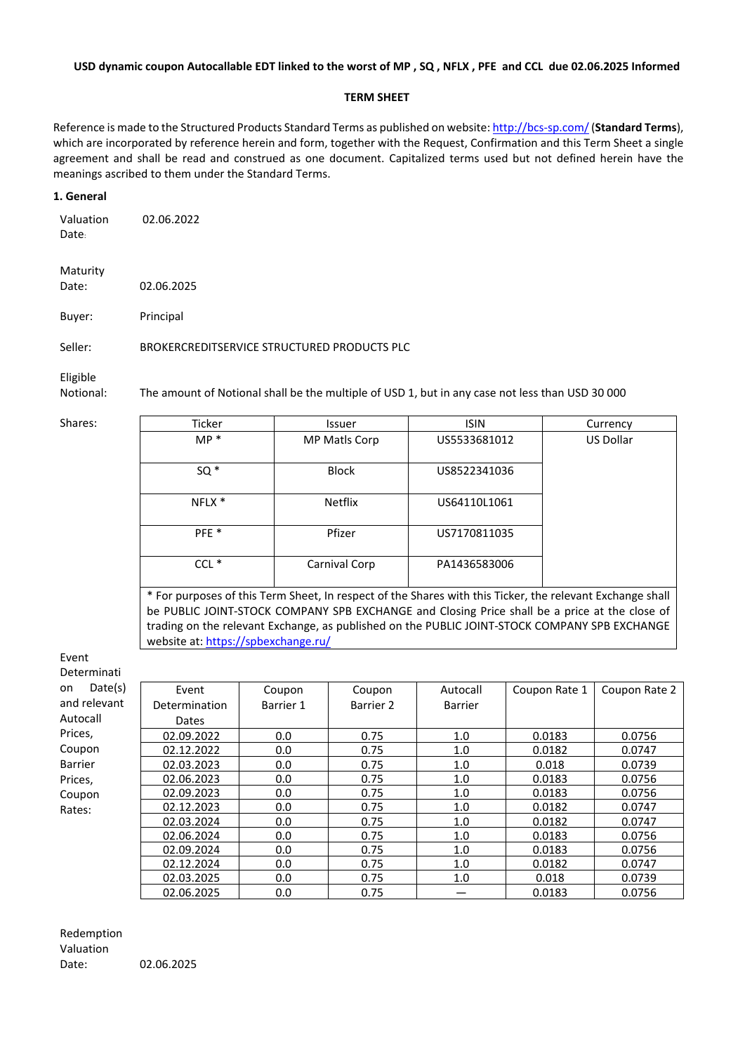**USD dynamic coupon Autocallable EDT linked to the worst of MP , SQ , NFLX , PFE and CCL due 02.06.2025 Informed**

**TERM SHEET**

Reference is made to the Structured Products Standard Terms as published on website: http://bcs-sp.com/ (**Standard Terms**), which are incorporated by reference herein and form, together with the Request, Confirmation and this Term Sheet a single agreement and shall be read and construed as one document. Capitalized terms used but not defined herein have the meanings ascribed to them under the Standard Terms.

**1. General**

Valuation Date: 02.06.2022

Maturity Date: 02.06.2025

Buyer: Principal

Seller: BROKERCREDITSERVICE STRUCTURED PRODUCTS PLC

Eligible Notional: The amount of Notional shall be the multiple of USD 1, but in any case not less than USD 30 000

Shares:

| Ticker | Issuer | ISIN | Currency |
|---|---|---|---|
| MP * | MP Matls Corp | US5533681012 | US Dollar |
| SQ * | Block | US8522341036 | |
| NFLX * | Netflix | US64110L1061 | |
| PFE * | Pfizer | US7170811035 | |
| CCL * | Carnival Corp | PA1436583006 | |

* For purposes of this Term Sheet, In respect of the Shares with this Ticker, the relevant Exchange shall be PUBLIC JOINT-STOCK COMPANY SPB EXCHANGE and Closing Price shall be a price at the close of trading on the relevant Exchange, as published on the PUBLIC JOINT-STOCK COMPANY SPB EXCHANGE website at: https://spbexchange.ru/

Event Determination Date(s) and relevant Autocall Prices, Coupon Barrier Prices, Coupon Rates:

| Event Determination Dates | Coupon Barrier 1 | Coupon Barrier 2 | Autocall Barrier | Coupon Rate 1 | Coupon Rate 2 |
|---|---|---|---|---|---|
| 02.09.2022 | 0.0 | 0.75 | 1.0 | 0.0183 | 0.0756 |
| 02.12.2022 | 0.0 | 0.75 | 1.0 | 0.0182 | 0.0747 |
| 02.03.2023 | 0.0 | 0.75 | 1.0 | 0.018 | 0.0739 |
| 02.06.2023 | 0.0 | 0.75 | 1.0 | 0.0183 | 0.0756 |
| 02.09.2023 | 0.0 | 0.75 | 1.0 | 0.0183 | 0.0756 |
| 02.12.2023 | 0.0 | 0.75 | 1.0 | 0.0182 | 0.0747 |
| 02.03.2024 | 0.0 | 0.75 | 1.0 | 0.0182 | 0.0747 |
| 02.06.2024 | 0.0 | 0.75 | 1.0 | 0.0183 | 0.0756 |
| 02.09.2024 | 0.0 | 0.75 | 1.0 | 0.0183 | 0.0756 |
| 02.12.2024 | 0.0 | 0.75 | 1.0 | 0.0182 | 0.0747 |
| 02.03.2025 | 0.0 | 0.75 | 1.0 | 0.018 | 0.0739 |
| 02.06.2025 | 0.0 | 0.75 | — | 0.0183 | 0.0756 |

Redemption Valuation Date: 02.06.2025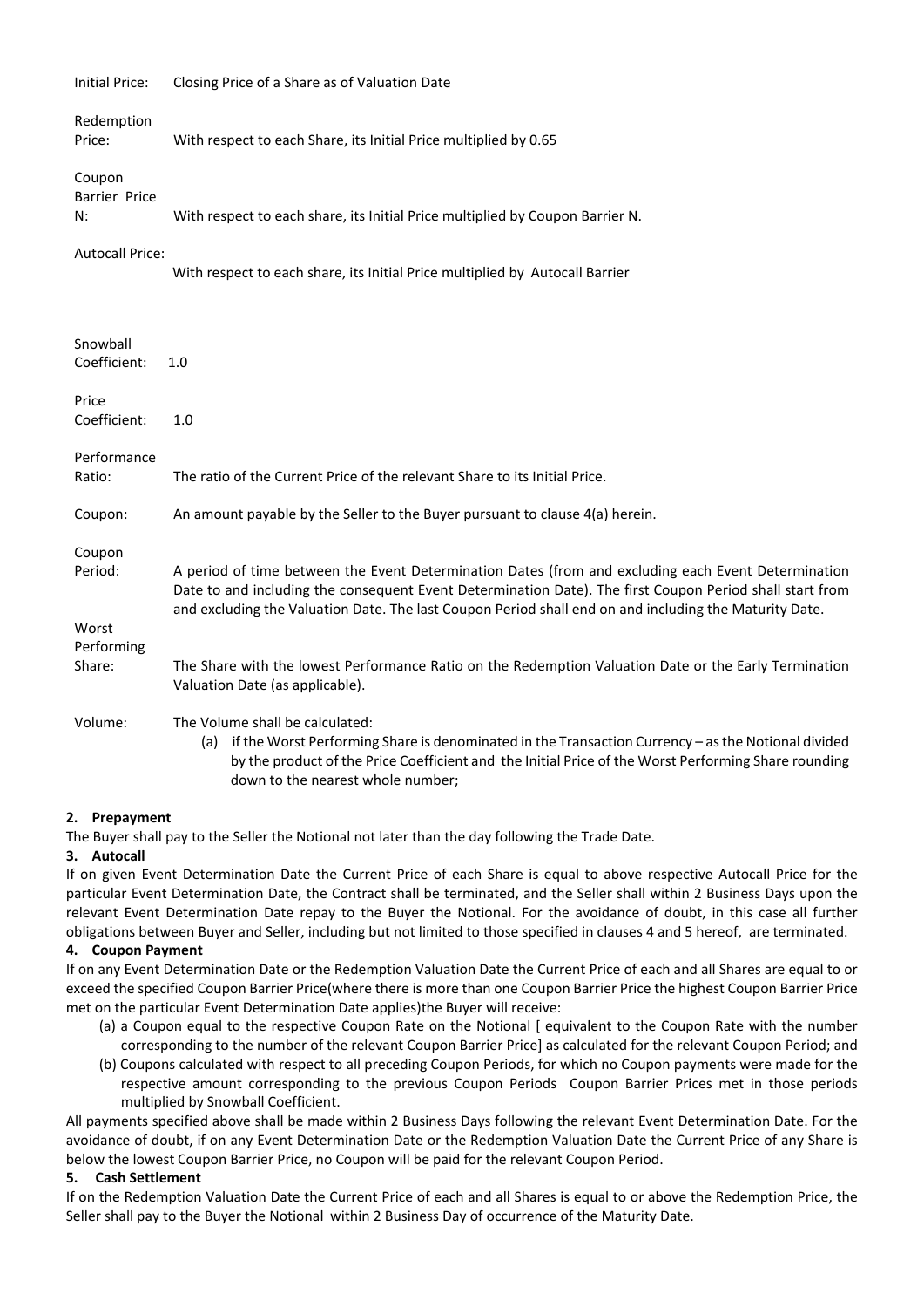| | |
|---|---|
| Initial Price: | Closing Price of a Share as of Valuation Date |
| Redemption Price: | With respect to each Share, its Initial Price multiplied by 0.65 |
| Coupon Barrier Price N: | With respect to each share, its Initial Price multiplied by Coupon Barrier N. |
| Autocall Price: | With respect to each share, its Initial Price multiplied by Autocall Barrier |
| Snowball Coefficient: | 1.0 |
| Price Coefficient: | 1.0 |
| Performance Ratio: | The ratio of the Current Price of the relevant Share to its Initial Price. |
| Coupon: | An amount payable by the Seller to the Buyer pursuant to clause 4(a) herein. |
| Coupon Period: | A period of time between the Event Determination Dates (from and excluding each Event Determination Date to and including the consequent Event Determination Date). The first Coupon Period shall start from and excluding the Valuation Date. The last Coupon Period shall end on and including the Maturity Date. |
| Worst Performing Share: | The Share with the lowest Performance Ratio on the Redemption Valuation Date or the Early Termination Valuation Date (as applicable). |
| Volume: | The Volume shall be calculated:<br>(a) if the Worst Performing Share is denominated in the Transaction Currency – as the Notional divided by the product of the Price Coefficient and the Initial Price of the Worst Performing Share rounding down to the nearest whole number; |

**2. Prepayment**

The Buyer shall pay to the Seller the Notional not later than the day following the Trade Date.

**3. Autocall**

If on given Event Determination Date the Current Price of each Share is equal to above respective Autocall Price for the particular Event Determination Date, the Contract shall be terminated, and the Seller shall within 2 Business Days upon the relevant Event Determination Date repay to the Buyer the Notional. For the avoidance of doubt, in this case all further obligations between Buyer and Seller, including but not limited to those specified in clauses 4 and 5 hereof, are terminated.

**4. Coupon Payment**

If on any Event Determination Date or the Redemption Valuation Date the Current Price of each and all Shares are equal to or exceed the specified Coupon Barrier Price(where there is more than one Coupon Barrier Price the highest Coupon Barrier Price met on the particular Event Determination Date applies)the Buyer will receive:

(a) a Coupon equal to the respective Coupon Rate on the Notional [ equivalent to the Coupon Rate with the number corresponding to the number of the relevant Coupon Barrier Price] as calculated for the relevant Coupon Period; and

(b) Coupons calculated with respect to all preceding Coupon Periods, for which no Coupon payments were made for the respective amount corresponding to the previous Coupon Periods Coupon Barrier Prices met in those periods multiplied by Snowball Coefficient.

All payments specified above shall be made within 2 Business Days following the relevant Event Determination Date. For the avoidance of doubt, if on any Event Determination Date or the Redemption Valuation Date the Current Price of any Share is below the lowest Coupon Barrier Price, no Coupon will be paid for the relevant Coupon Period.

**5. Cash Settlement**

If on the Redemption Valuation Date the Current Price of each and all Shares is equal to or above the Redemption Price, the Seller shall pay to the Buyer the Notional within 2 Business Day of occurrence of the Maturity Date.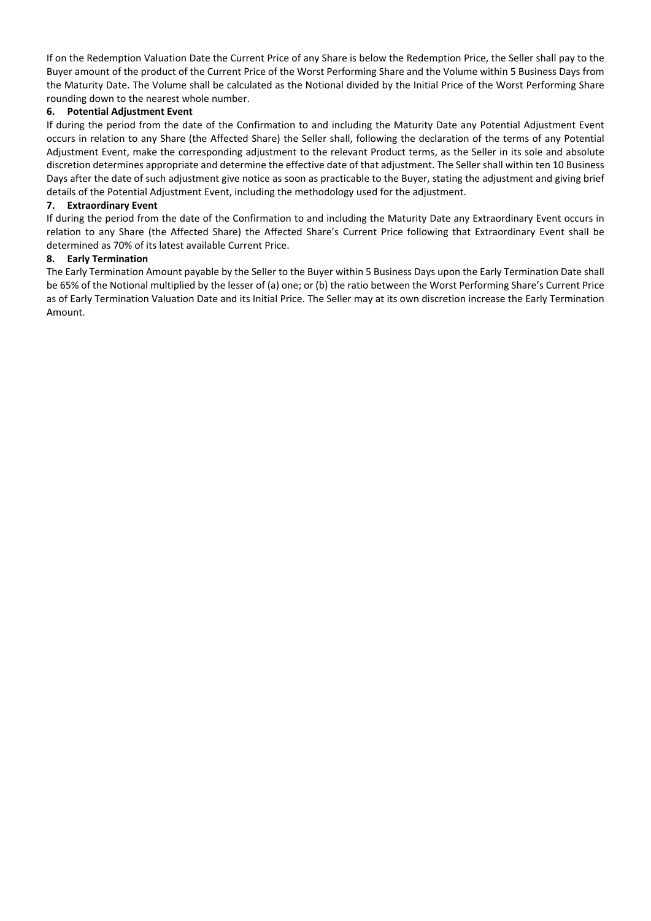If on the Redemption Valuation Date the Current Price of any Share is below the Redemption Price, the Seller shall pay to the Buyer amount of the product of the Current Price of the Worst Performing Share and the Volume within 5 Business Days from the Maturity Date. The Volume shall be calculated as the Notional divided by the Initial Price of the Worst Performing Share rounding down to the nearest whole number.

**6. Potential Adjustment Event**

If during the period from the date of the Confirmation to and including the Maturity Date any Potential Adjustment Event occurs in relation to any Share (the Affected Share) the Seller shall, following the declaration of the terms of any Potential Adjustment Event, make the corresponding adjustment to the relevant Product terms, as the Seller in its sole and absolute discretion determines appropriate and determine the effective date of that adjustment. The Seller shall within ten 10 Business Days after the date of such adjustment give notice as soon as practicable to the Buyer, stating the adjustment and giving brief details of the Potential Adjustment Event, including the methodology used for the adjustment.

**7. Extraordinary Event**

If during the period from the date of the Confirmation to and including the Maturity Date any Extraordinary Event occurs in relation to any Share (the Affected Share) the Affected Share's Current Price following that Extraordinary Event shall be determined as 70% of its latest available Current Price.

**8. Early Termination**

The Early Termination Amount payable by the Seller to the Buyer within 5 Business Days upon the Early Termination Date shall be 65% of the Notional multiplied by the lesser of (a) one; or (b) the ratio between the Worst Performing Share's Current Price as of Early Termination Valuation Date and its Initial Price. The Seller may at its own discretion increase the Early Termination Amount.